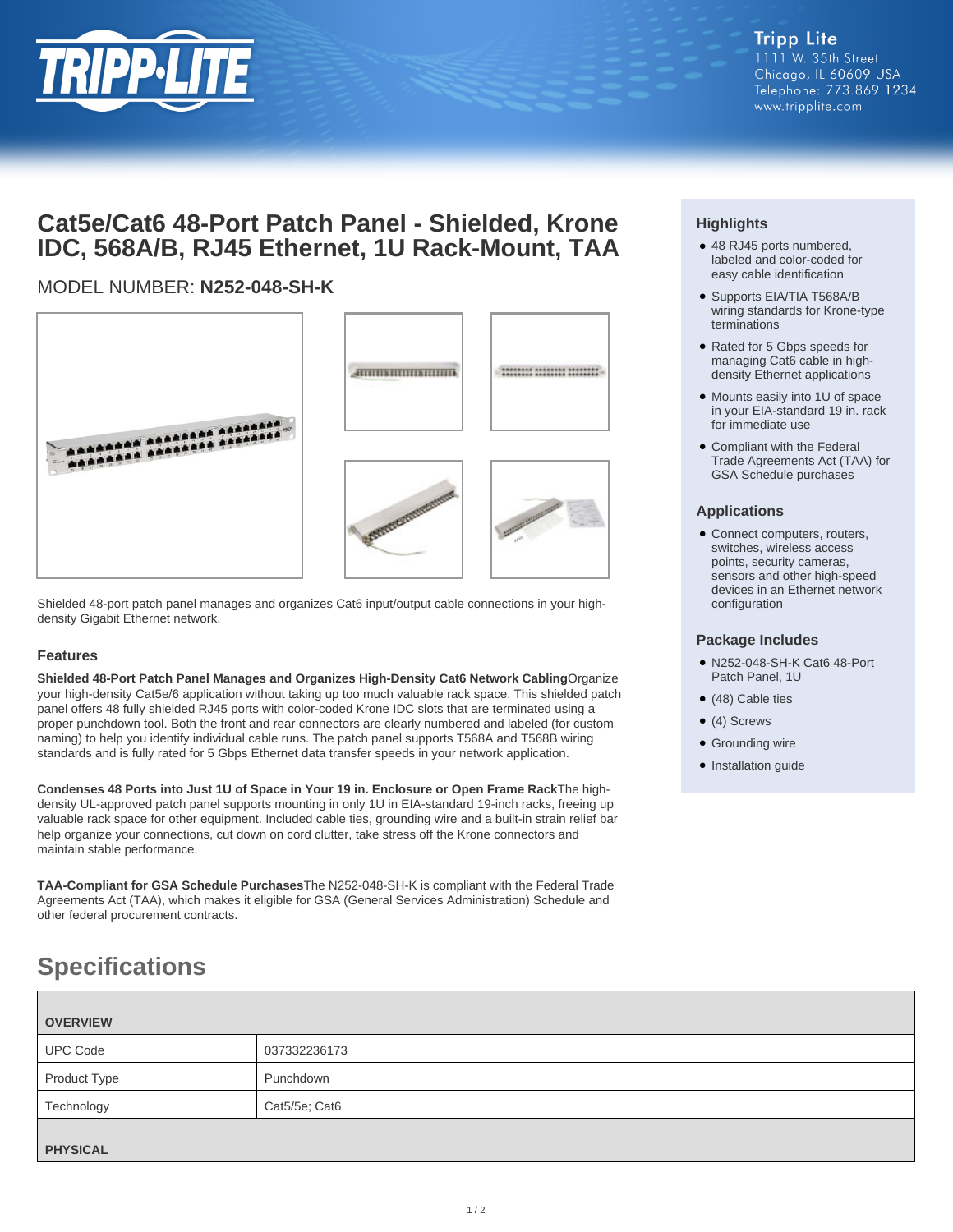Tripp Lite
1111 W. 35th Street
Chicago, IL 60609 USA
Telephone: 773.869.1234
www.tripplite.com

# Cat5e/Cat6 48-Port Patch Panel - Shielded, Krone IDC, 568A/B, RJ45 Ethernet, 1U Rack-Mount, TAA

MODEL NUMBER: **N252-048-SH-K**

Shielded 48-port patch panel manages and organizes Cat6 input/output cable connections in your high-density Gigabit Ethernet network.

### Highlights

- 48 RJ45 ports numbered, labeled and color-coded for easy cable identification
- Supports EIA/TIA T568A/B wiring standards for Krone-type terminations
- Rated for 5 Gbps speeds for managing Cat6 cable in high-density Ethernet applications
- Mounts easily into 1U of space in your EIA-standard 19 in. rack for immediate use
- Compliant with the Federal Trade Agreements Act (TAA) for GSA Schedule purchases

### Applications

- Connect computers, routers, switches, wireless access points, security cameras, sensors and other high-speed devices in an Ethernet network configuration

### Package Includes

- N252-048-SH-K Cat6 48-Port Patch Panel, 1U
- (48) Cable ties
- (4) Screws
- Grounding wire
- Installation guide

### Features

**Shielded 48-Port Patch Panel Manages and Organizes High-Density Cat6 Network Cabling**Organize your high-density Cat5e/6 application without taking up too much valuable rack space. This shielded patch panel offers 48 fully shielded RJ45 ports with color-coded Krone IDC slots that are terminated using a proper punchdown tool. Both the front and rear connectors are clearly numbered and labeled (for custom naming) to help you identify individual cable runs. The patch panel supports T568A and T568B wiring standards and is fully rated for 5 Gbps Ethernet data transfer speeds in your network application.

**Condenses 48 Ports into Just 1U of Space in Your 19 in. Enclosure or Open Frame Rack**The high-density UL-approved patch panel supports mounting in only 1U in EIA-standard 19-inch racks, freeing up valuable rack space for other equipment. Included cable ties, grounding wire and a built-in strain relief bar help organize your connections, cut down on cord clutter, take stress off the Krone connectors and maintain stable performance.

**TAA-Compliant for GSA Schedule Purchases**The N252-048-SH-K is compliant with the Federal Trade Agreements Act (TAA), which makes it eligible for GSA (General Services Administration) Schedule and other federal procurement contracts.

## Specifications

| OVERVIEW | |
|---|---|
| UPC Code | 037332236173 |
| Product Type | Punchdown |
| Technology | Cat5/5e; Cat6 |
| **PHYSICAL** | |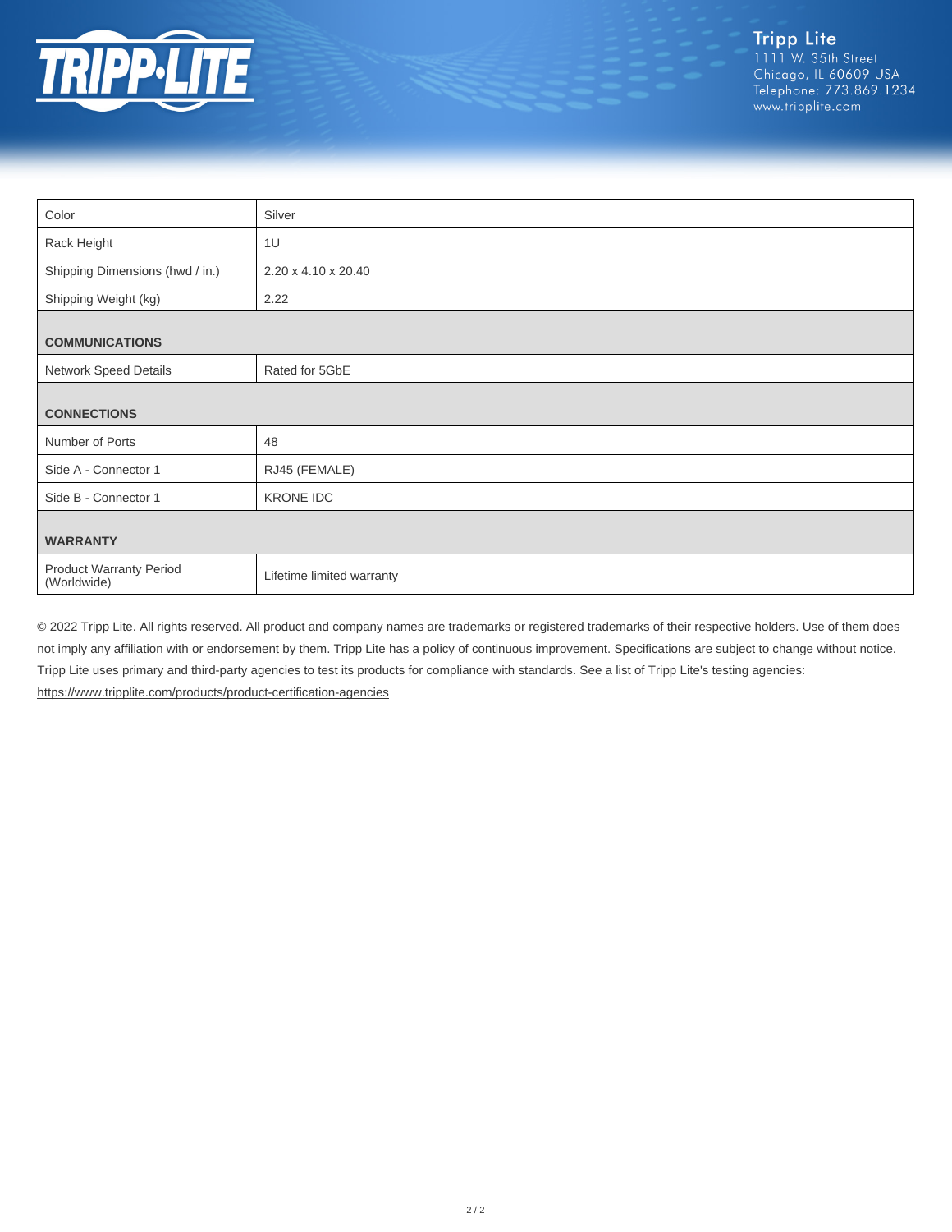| | |
|---|---|
| Color | Silver |
| Rack Height | 1U |
| Shipping Dimensions (hwd / in.) | 2.20 x 4.10 x 20.40 |
| Shipping Weight (kg) | 2.22 |
| **COMMUNICATIONS** | |
| Network Speed Details | Rated for 5GbE |
| **CONNECTIONS** | |
| Number of Ports | 48 |
| Side A - Connector 1 | RJ45 (FEMALE) |
| Side B - Connector 1 | KRONE IDC |
| **WARRANTY** | |
| Product Warranty Period (Worldwide) | Lifetime limited warranty |

© 2022 Tripp Lite. All rights reserved. All product and company names are trademarks or registered trademarks of their respective holders. Use of them does not imply any affiliation with or endorsement by them. Tripp Lite has a policy of continuous improvement. Specifications are subject to change without notice. Tripp Lite uses primary and third-party agencies to test its products for compliance with standards. See a list of Tripp Lite's testing agencies: https://www.tripplite.com/products/product-certification-agencies